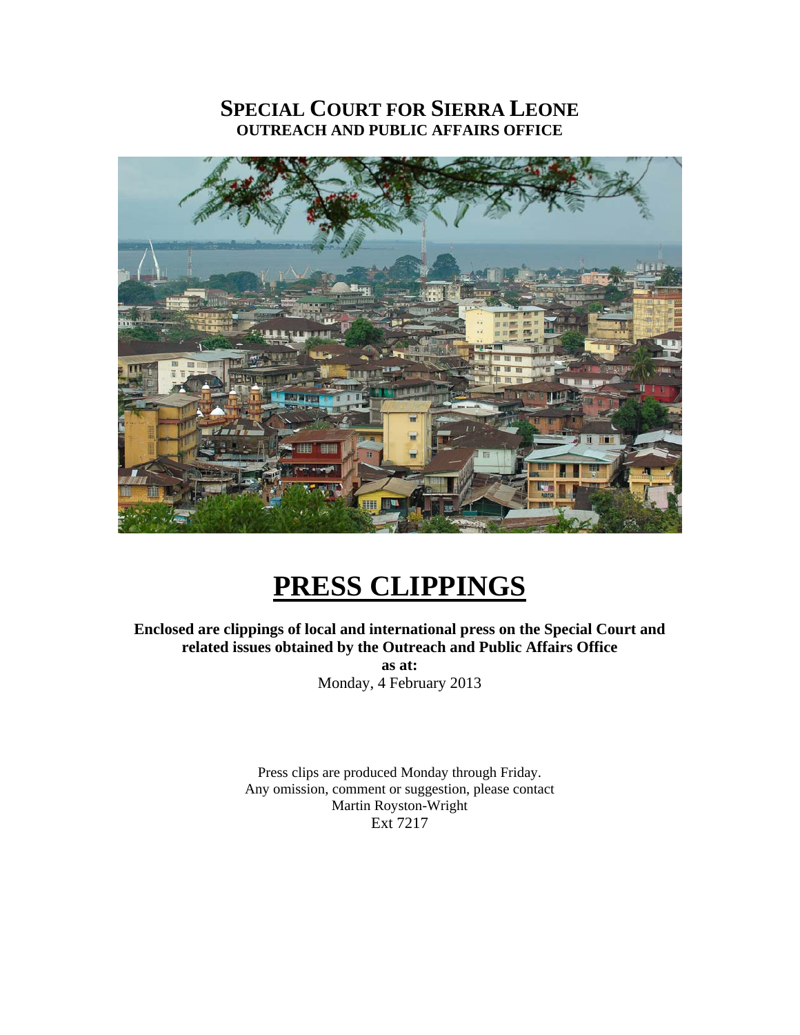# SPECIAL COURT FOR SIERRA LEONE
## OUTREACH AND PUBLIC AFFAIRS OFFICE

# PRESS CLIPPINGS

**Enclosed are clippings of local and international press on the Special Court and related issues obtained by the Outreach and Public Affairs Office**

**as at:**

Monday, 4 February 2013

Press clips are produced Monday through Friday.
Any omission, comment or suggestion, please contact
Martin Royston-Wright
Ext 7217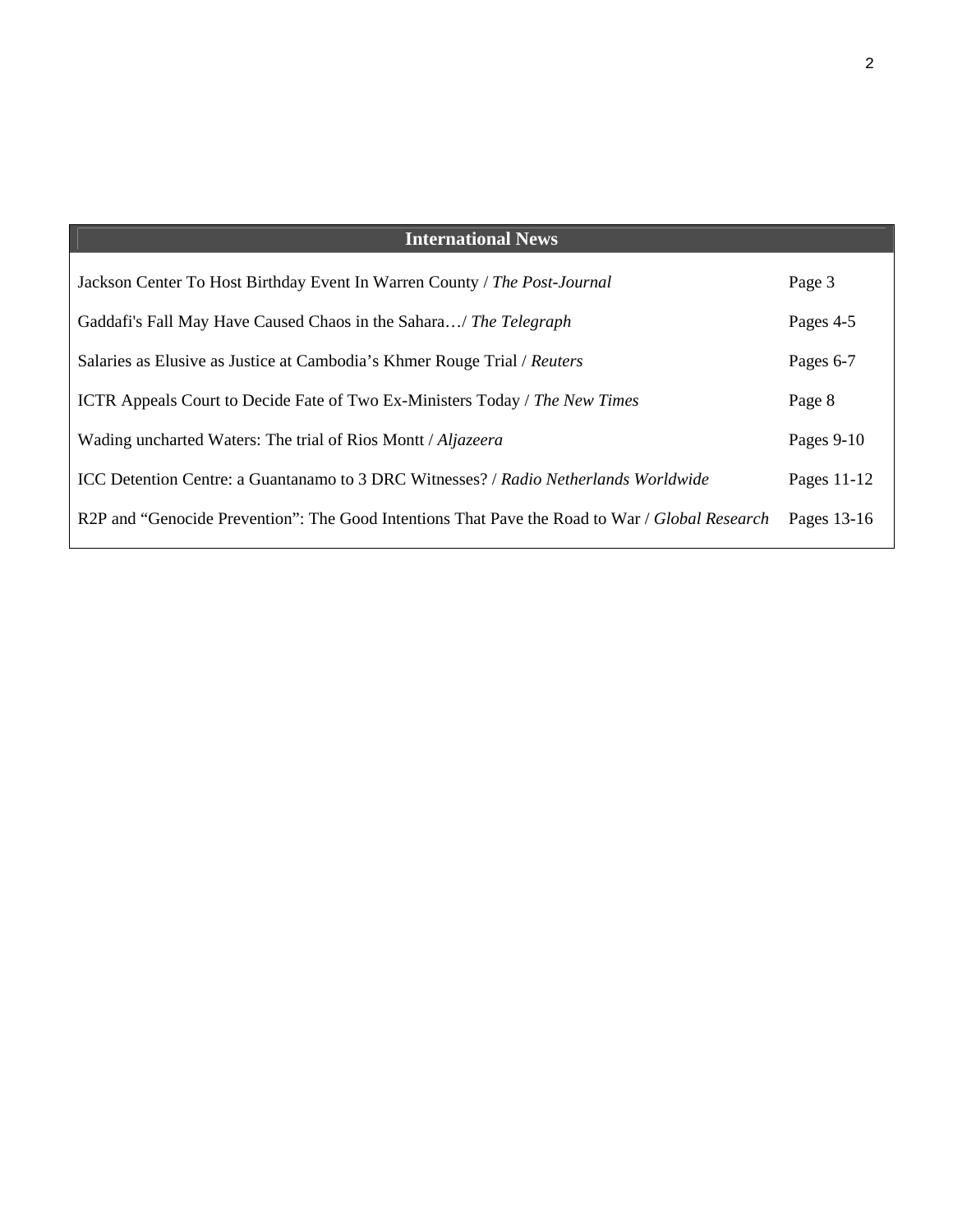| International News | |
|---|---|
| Jackson Center To Host Birthday Event In Warren County / *The Post-Journal* | Page 3 |
| Gaddafi's Fall May Have Caused Chaos in the Sahara…/ *The Telegraph* | Pages 4-5 |
| Salaries as Elusive as Justice at Cambodia's Khmer Rouge Trial / *Reuters* | Pages 6-7 |
| ICTR Appeals Court to Decide Fate of Two Ex-Ministers Today / *The New Times* | Page 8 |
| Wading uncharted Waters: The trial of Rios Montt / *Aljazeera* | Pages 9-10 |
| ICC Detention Centre: a Guantanamo to 3 DRC Witnesses? / *Radio Netherlands Worldwide* | Pages 11-12 |
| R2P and "Genocide Prevention": The Good Intentions That Pave the Road to War / *Global Research* | Pages 13-16 |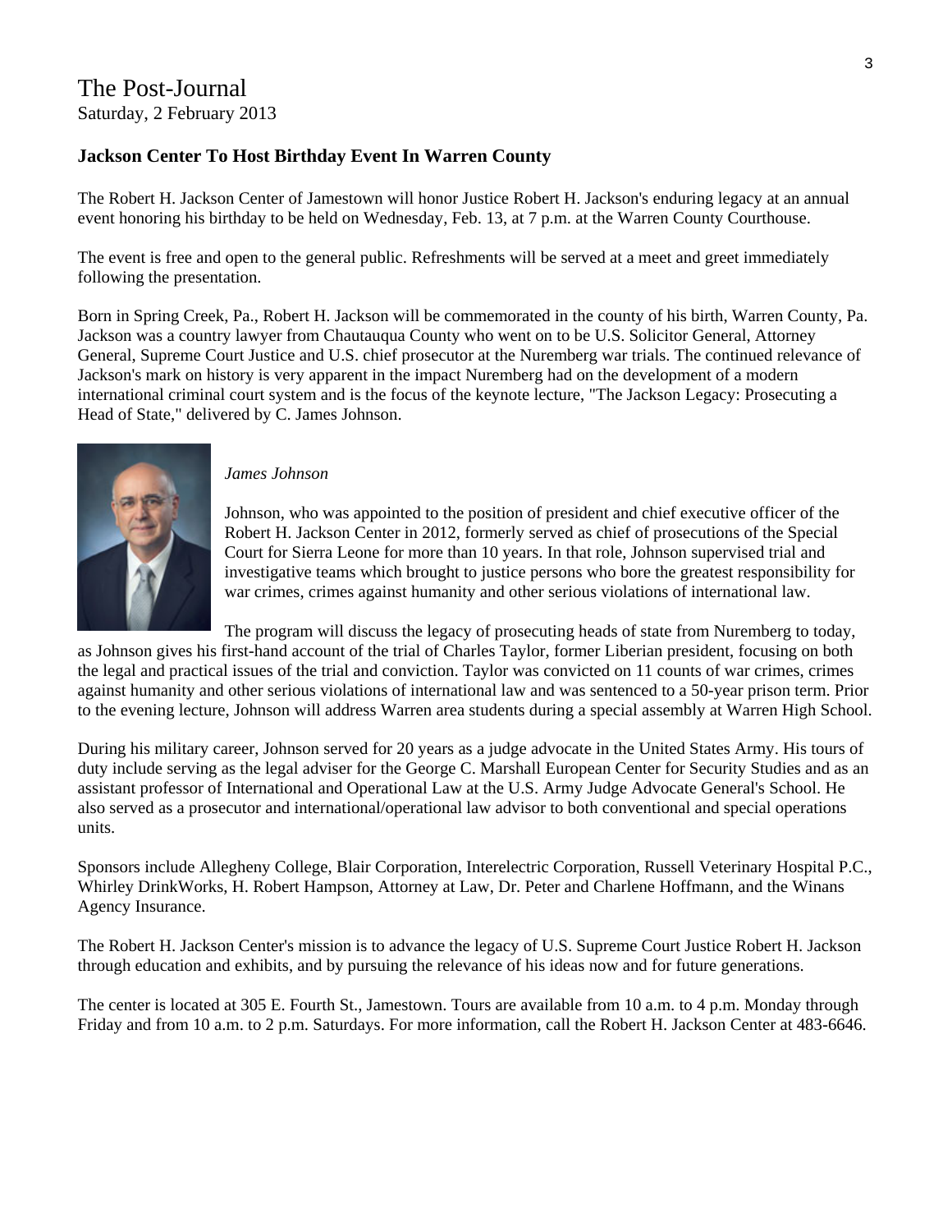# The Post-Journal

Saturday, 2 February 2013

**Jackson Center To Host Birthday Event In Warren County**

The Robert H. Jackson Center of Jamestown will honor Justice Robert H. Jackson's enduring legacy at an annual event honoring his birthday to be held on Wednesday, Feb. 13, at 7 p.m. at the Warren County Courthouse.

The event is free and open to the general public. Refreshments will be served at a meet and greet immediately following the presentation.

Born in Spring Creek, Pa., Robert H. Jackson will be commemorated in the county of his birth, Warren County, Pa. Jackson was a country lawyer from Chautauqua County who went on to be U.S. Solicitor General, Attorney General, Supreme Court Justice and U.S. chief prosecutor at the Nuremberg war trials. The continued relevance of Jackson's mark on history is very apparent in the impact Nuremberg had on the development of a modern international criminal court system and is the focus of the keynote lecture, "The Jackson Legacy: Prosecuting a Head of State," delivered by C. James Johnson.

*James Johnson*

Johnson, who was appointed to the position of president and chief executive officer of the Robert H. Jackson Center in 2012, formerly served as chief of prosecutions of the Special Court for Sierra Leone for more than 10 years. In that role, Johnson supervised trial and investigative teams which brought to justice persons who bore the greatest responsibility for war crimes, crimes against humanity and other serious violations of international law.

The program will discuss the legacy of prosecuting heads of state from Nuremberg to today, as Johnson gives his first-hand account of the trial of Charles Taylor, former Liberian president, focusing on both the legal and practical issues of the trial and conviction. Taylor was convicted on 11 counts of war crimes, crimes against humanity and other serious violations of international law and was sentenced to a 50-year prison term. Prior to the evening lecture, Johnson will address Warren area students during a special assembly at Warren High School.

During his military career, Johnson served for 20 years as a judge advocate in the United States Army. His tours of duty include serving as the legal adviser for the George C. Marshall European Center for Security Studies and as an assistant professor of International and Operational Law at the U.S. Army Judge Advocate General's School. He also served as a prosecutor and international/operational law advisor to both conventional and special operations units.

Sponsors include Allegheny College, Blair Corporation, Interelectric Corporation, Russell Veterinary Hospital P.C., Whirley DrinkWorks, H. Robert Hampson, Attorney at Law, Dr. Peter and Charlene Hoffmann, and the Winans Agency Insurance.

The Robert H. Jackson Center's mission is to advance the legacy of U.S. Supreme Court Justice Robert H. Jackson through education and exhibits, and by pursuing the relevance of his ideas now and for future generations.

The center is located at 305 E. Fourth St., Jamestown. Tours are available from 10 a.m. to 4 p.m. Monday through Friday and from 10 a.m. to 2 p.m. Saturdays. For more information, call the Robert H. Jackson Center at 483-6646.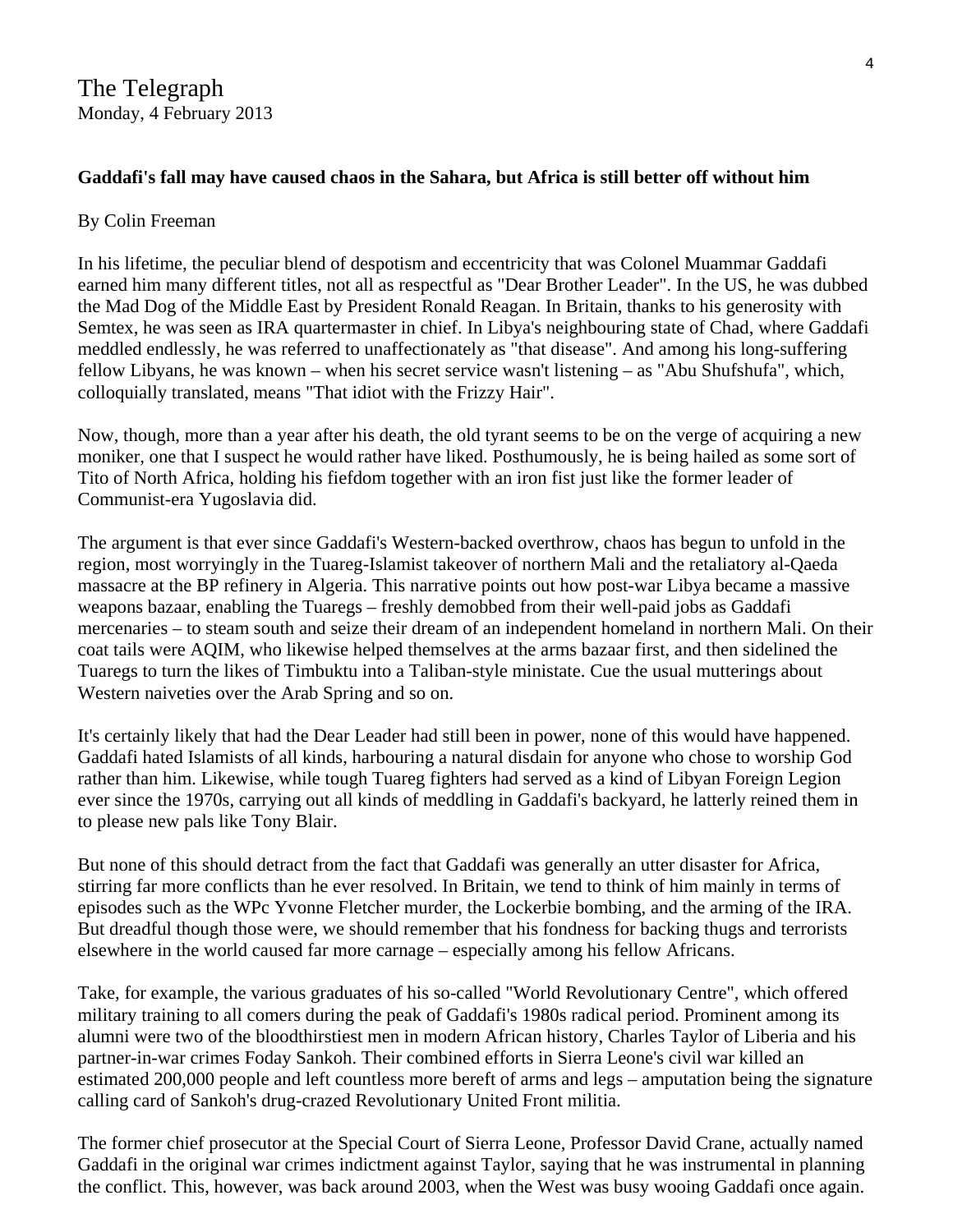The Telegraph
Monday, 4 February 2013

**Gaddafi's fall may have caused chaos in the Sahara, but Africa is still better off without him**

By Colin Freeman

In his lifetime, the peculiar blend of despotism and eccentricity that was Colonel Muammar Gaddafi earned him many different titles, not all as respectful as "Dear Brother Leader". In the US, he was dubbed the Mad Dog of the Middle East by President Ronald Reagan. In Britain, thanks to his generosity with Semtex, he was seen as IRA quartermaster in chief. In Libya's neighbouring state of Chad, where Gaddafi meddled endlessly, he was referred to unaffectionately as "that disease". And among his long-suffering fellow Libyans, he was known – when his secret service wasn't listening – as "Abu Shufshufa", which, colloquially translated, means "That idiot with the Frizzy Hair".

Now, though, more than a year after his death, the old tyrant seems to be on the verge of acquiring a new moniker, one that I suspect he would rather have liked. Posthumously, he is being hailed as some sort of Tito of North Africa, holding his fiefdom together with an iron fist just like the former leader of Communist-era Yugoslavia did.

The argument is that ever since Gaddafi's Western-backed overthrow, chaos has begun to unfold in the region, most worryingly in the Tuareg-Islamist takeover of northern Mali and the retaliatory al-Qaeda massacre at the BP refinery in Algeria. This narrative points out how post-war Libya became a massive weapons bazaar, enabling the Tuaregs – freshly demobbed from their well-paid jobs as Gaddafi mercenaries – to steam south and seize their dream of an independent homeland in northern Mali. On their coat tails were AQIM, who likewise helped themselves at the arms bazaar first, and then sidelined the Tuaregs to turn the likes of Timbuktu into a Taliban-style ministate. Cue the usual mutterings about Western naiveties over the Arab Spring and so on.

It's certainly likely that had the Dear Leader had still been in power, none of this would have happened. Gaddafi hated Islamists of all kinds, harbouring a natural disdain for anyone who chose to worship God rather than him. Likewise, while tough Tuareg fighters had served as a kind of Libyan Foreign Legion ever since the 1970s, carrying out all kinds of meddling in Gaddafi's backyard, he latterly reined them in to please new pals like Tony Blair.

But none of this should detract from the fact that Gaddafi was generally an utter disaster for Africa, stirring far more conflicts than he ever resolved. In Britain, we tend to think of him mainly in terms of episodes such as the WPc Yvonne Fletcher murder, the Lockerbie bombing, and the arming of the IRA. But dreadful though those were, we should remember that his fondness for backing thugs and terrorists elsewhere in the world caused far more carnage – especially among his fellow Africans.

Take, for example, the various graduates of his so-called "World Revolutionary Centre", which offered military training to all comers during the peak of Gaddafi's 1980s radical period. Prominent among its alumni were two of the bloodthirstiest men in modern African history, Charles Taylor of Liberia and his partner-in-war crimes Foday Sankoh. Their combined efforts in Sierra Leone's civil war killed an estimated 200,000 people and left countless more bereft of arms and legs – amputation being the signature calling card of Sankoh's drug-crazed Revolutionary United Front militia.

The former chief prosecutor at the Special Court of Sierra Leone, Professor David Crane, actually named Gaddafi in the original war crimes indictment against Taylor, saying that he was instrumental in planning the conflict. This, however, was back around 2003, when the West was busy wooing Gaddafi once again.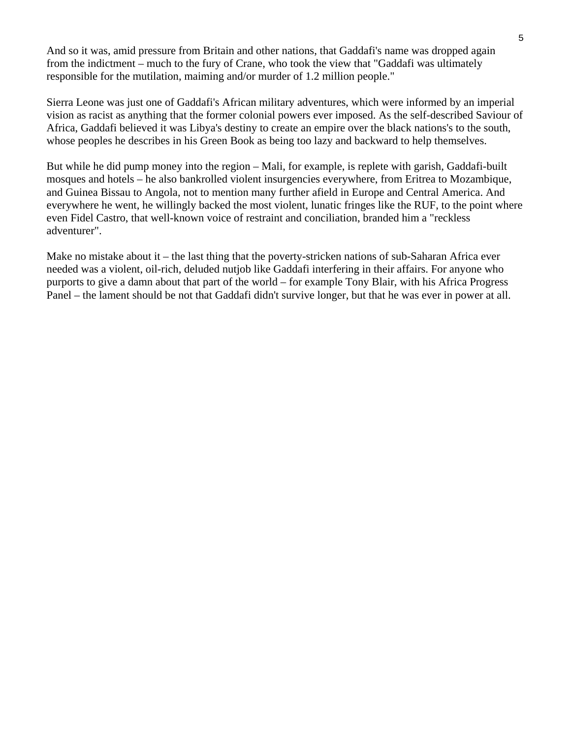And so it was, amid pressure from Britain and other nations, that Gaddafi's name was dropped again from the indictment – much to the fury of Crane, who took the view that "Gaddafi was ultimately responsible for the mutilation, maiming and/or murder of 1.2 million people."

Sierra Leone was just one of Gaddafi's African military adventures, which were informed by an imperial vision as racist as anything that the former colonial powers ever imposed. As the self-described Saviour of Africa, Gaddafi believed it was Libya's destiny to create an empire over the black nations's to the south, whose peoples he describes in his Green Book as being too lazy and backward to help themselves.

But while he did pump money into the region – Mali, for example, is replete with garish, Gaddafi-built mosques and hotels – he also bankrolled violent insurgencies everywhere, from Eritrea to Mozambique, and Guinea Bissau to Angola, not to mention many further afield in Europe and Central America. And everywhere he went, he willingly backed the most violent, lunatic fringes like the RUF, to the point where even Fidel Castro, that well-known voice of restraint and conciliation, branded him a "reckless adventurer".

Make no mistake about it – the last thing that the poverty-stricken nations of sub-Saharan Africa ever needed was a violent, oil-rich, deluded nutjob like Gaddafi interfering in their affairs. For anyone who purports to give a damn about that part of the world – for example Tony Blair, with his Africa Progress Panel – the lament should be not that Gaddafi didn't survive longer, but that he was ever in power at all.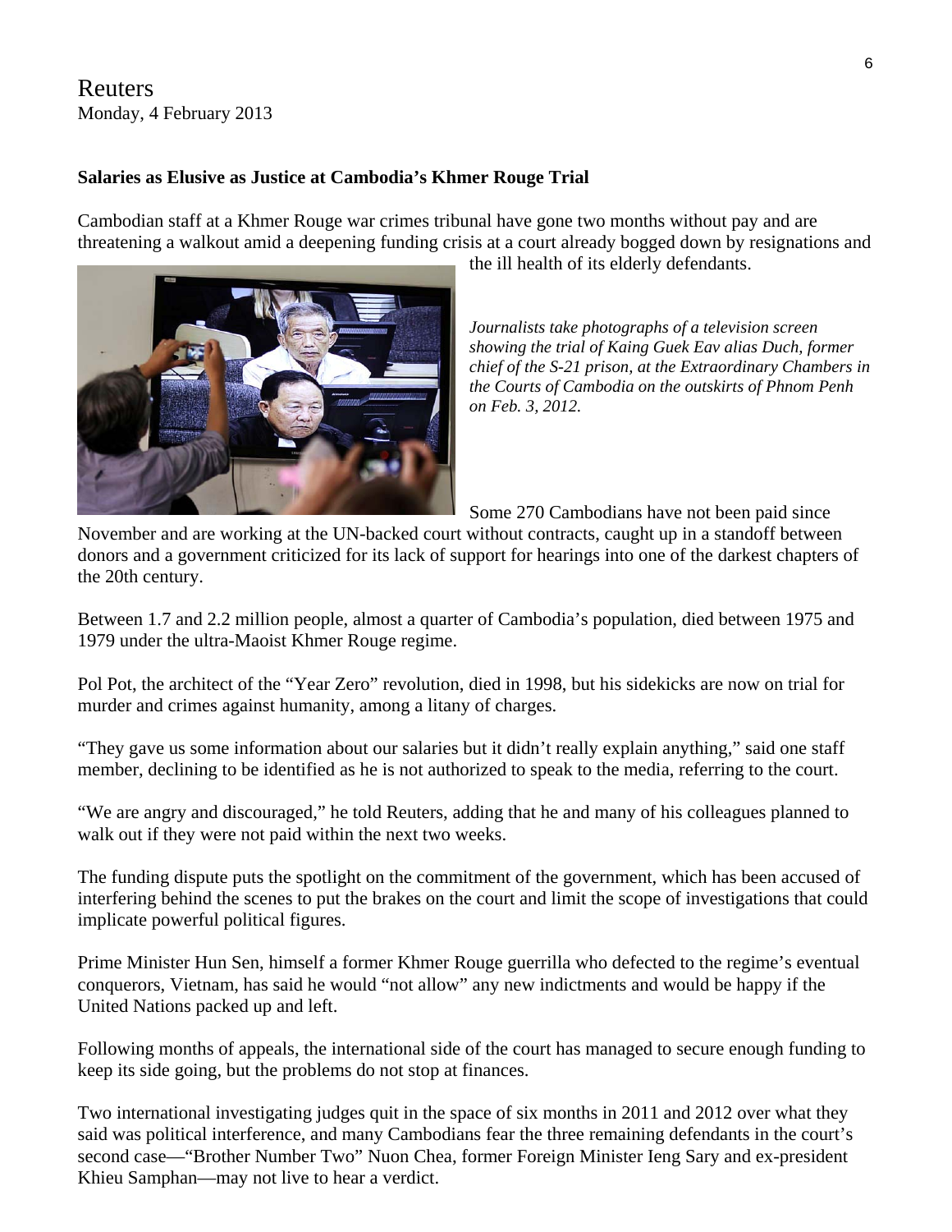Reuters
Monday, 4 February 2013

**Salaries as Elusive as Justice at Cambodia's Khmer Rouge Trial**

Cambodian staff at a Khmer Rouge war crimes tribunal have gone two months without pay and are threatening a walkout amid a deepening funding crisis at a court already bogged down by resignations and the ill health of its elderly defendants.

*Journalists take photographs of a television screen showing the trial of Kaing Guek Eav alias Duch, former chief of the S-21 prison, at the Extraordinary Chambers in the Courts of Cambodia on the outskirts of Phnom Penh on Feb. 3, 2012.*

Some 270 Cambodians have not been paid since November and are working at the UN-backed court without contracts, caught up in a standoff between donors and a government criticized for its lack of support for hearings into one of the darkest chapters of the 20th century.

Between 1.7 and 2.2 million people, almost a quarter of Cambodia's population, died between 1975 and 1979 under the ultra-Maoist Khmer Rouge regime.

Pol Pot, the architect of the "Year Zero" revolution, died in 1998, but his sidekicks are now on trial for murder and crimes against humanity, among a litany of charges.

"They gave us some information about our salaries but it didn't really explain anything," said one staff member, declining to be identified as he is not authorized to speak to the media, referring to the court.

"We are angry and discouraged," he told Reuters, adding that he and many of his colleagues planned to walk out if they were not paid within the next two weeks.

The funding dispute puts the spotlight on the commitment of the government, which has been accused of interfering behind the scenes to put the brakes on the court and limit the scope of investigations that could implicate powerful political figures.

Prime Minister Hun Sen, himself a former Khmer Rouge guerrilla who defected to the regime's eventual conquerors, Vietnam, has said he would "not allow" any new indictments and would be happy if the United Nations packed up and left.

Following months of appeals, the international side of the court has managed to secure enough funding to keep its side going, but the problems do not stop at finances.

Two international investigating judges quit in the space of six months in 2011 and 2012 over what they said was political interference, and many Cambodians fear the three remaining defendants in the court's second case—"Brother Number Two" Nuon Chea, former Foreign Minister Ieng Sary and ex-president Khieu Samphan—may not live to hear a verdict.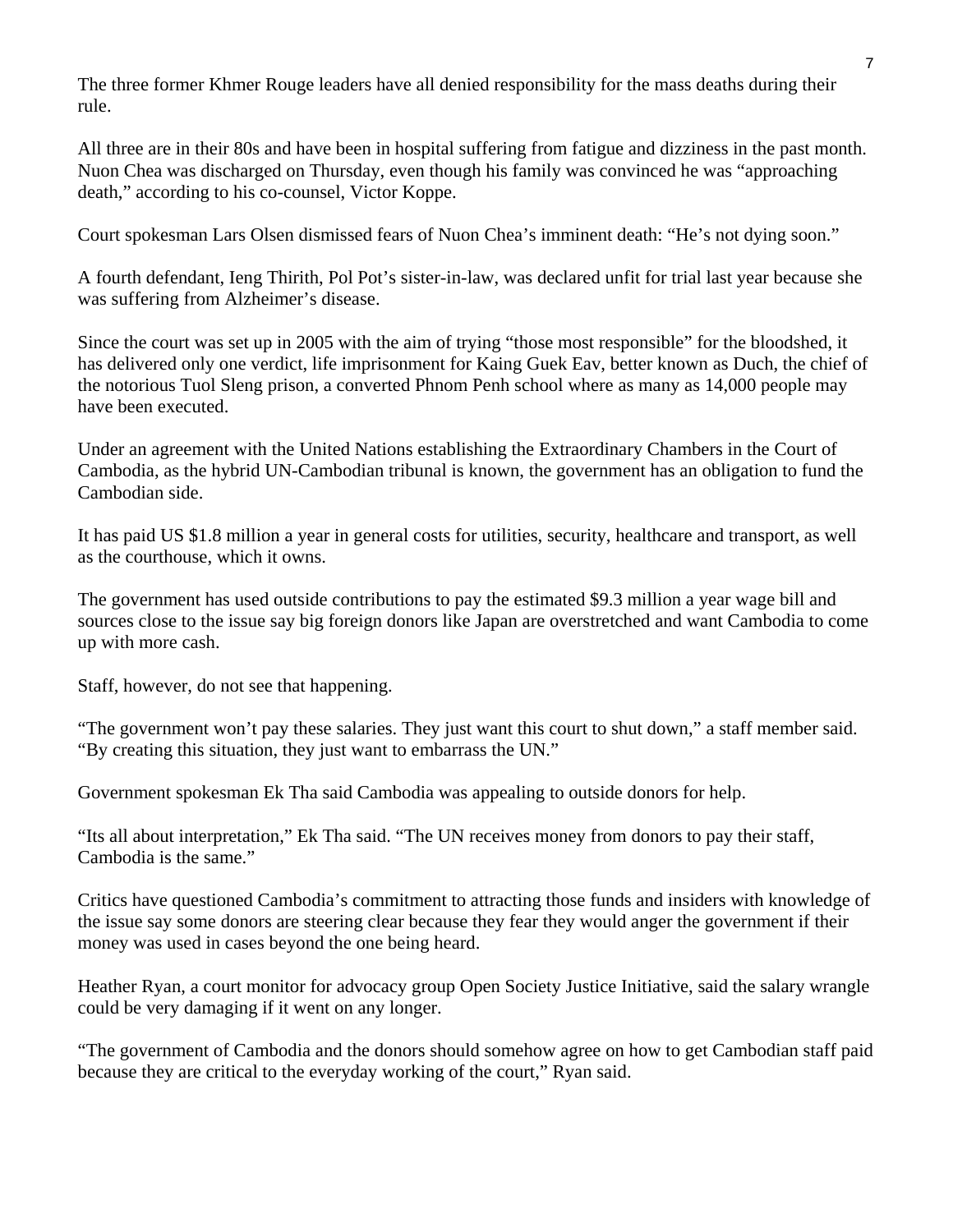The three former Khmer Rouge leaders have all denied responsibility for the mass deaths during their rule.

All three are in their 80s and have been in hospital suffering from fatigue and dizziness in the past month. Nuon Chea was discharged on Thursday, even though his family was convinced he was "approaching death," according to his co-counsel, Victor Koppe.

Court spokesman Lars Olsen dismissed fears of Nuon Chea's imminent death: "He's not dying soon."

A fourth defendant, Ieng Thirith, Pol Pot's sister-in-law, was declared unfit for trial last year because she was suffering from Alzheimer's disease.

Since the court was set up in 2005 with the aim of trying "those most responsible" for the bloodshed, it has delivered only one verdict, life imprisonment for Kaing Guek Eav, better known as Duch, the chief of the notorious Tuol Sleng prison, a converted Phnom Penh school where as many as 14,000 people may have been executed.

Under an agreement with the United Nations establishing the Extraordinary Chambers in the Court of Cambodia, as the hybrid UN-Cambodian tribunal is known, the government has an obligation to fund the Cambodian side.

It has paid US $1.8 million a year in general costs for utilities, security, healthcare and transport, as well as the courthouse, which it owns.

The government has used outside contributions to pay the estimated $9.3 million a year wage bill and sources close to the issue say big foreign donors like Japan are overstretched and want Cambodia to come up with more cash.

Staff, however, do not see that happening.

"The government won't pay these salaries. They just want this court to shut down," a staff member said. "By creating this situation, they just want to embarrass the UN."

Government spokesman Ek Tha said Cambodia was appealing to outside donors for help.

"Its all about interpretation," Ek Tha said. "The UN receives money from donors to pay their staff, Cambodia is the same."

Critics have questioned Cambodia's commitment to attracting those funds and insiders with knowledge of the issue say some donors are steering clear because they fear they would anger the government if their money was used in cases beyond the one being heard.

Heather Ryan, a court monitor for advocacy group Open Society Justice Initiative, said the salary wrangle could be very damaging if it went on any longer.

"The government of Cambodia and the donors should somehow agree on how to get Cambodian staff paid because they are critical to the everyday working of the court," Ryan said.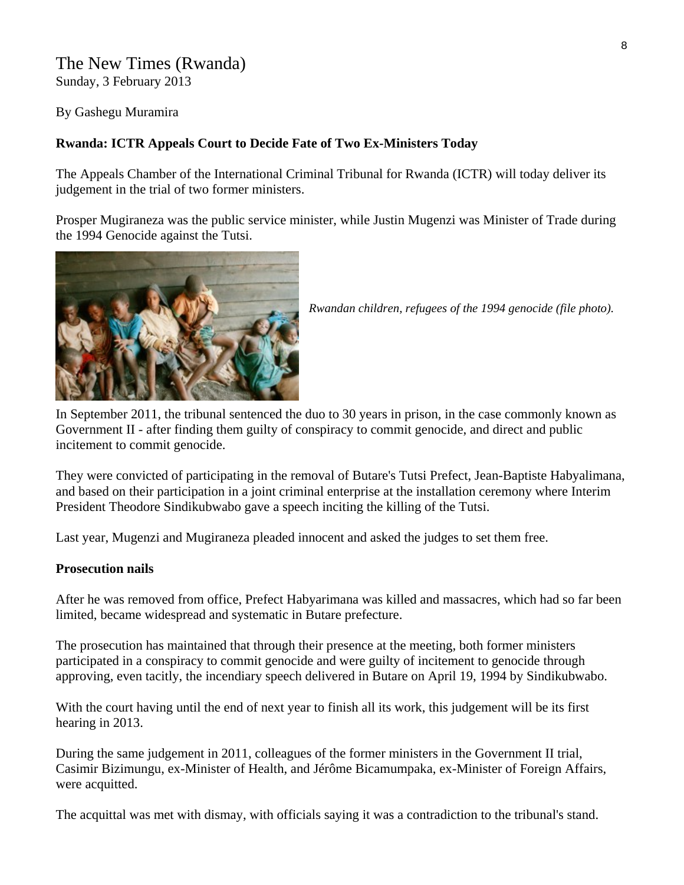The New Times (Rwanda)
Sunday, 3 February 2013

By Gashegu Muramira

**Rwanda: ICTR Appeals Court to Decide Fate of Two Ex-Ministers Today**

The Appeals Chamber of the International Criminal Tribunal for Rwanda (ICTR) will today deliver its judgement in the trial of two former ministers.

Prosper Mugiraneza was the public service minister, while Justin Mugenzi was Minister of Trade during the 1994 Genocide against the Tutsi.

*Rwandan children, refugees of the 1994 genocide (file photo).*

In September 2011, the tribunal sentenced the duo to 30 years in prison, in the case commonly known as Government II - after finding them guilty of conspiracy to commit genocide, and direct and public incitement to commit genocide.

They were convicted of participating in the removal of Butare's Tutsi Prefect, Jean-Baptiste Habyalimana, and based on their participation in a joint criminal enterprise at the installation ceremony where Interim President Theodore Sindikubwabo gave a speech inciting the killing of the Tutsi.

Last year, Mugenzi and Mugiraneza pleaded innocent and asked the judges to set them free.

**Prosecution nails**

After he was removed from office, Prefect Habyarimana was killed and massacres, which had so far been limited, became widespread and systematic in Butare prefecture.

The prosecution has maintained that through their presence at the meeting, both former ministers participated in a conspiracy to commit genocide and were guilty of incitement to genocide through approving, even tacitly, the incendiary speech delivered in Butare on April 19, 1994 by Sindikubwabo.

With the court having until the end of next year to finish all its work, this judgement will be its first hearing in 2013.

During the same judgement in 2011, colleagues of the former ministers in the Government II trial, Casimir Bizimungu, ex-Minister of Health, and Jérôme Bicamumpaka, ex-Minister of Foreign Affairs, were acquitted.

The acquittal was met with dismay, with officials saying it was a contradiction to the tribunal's stand.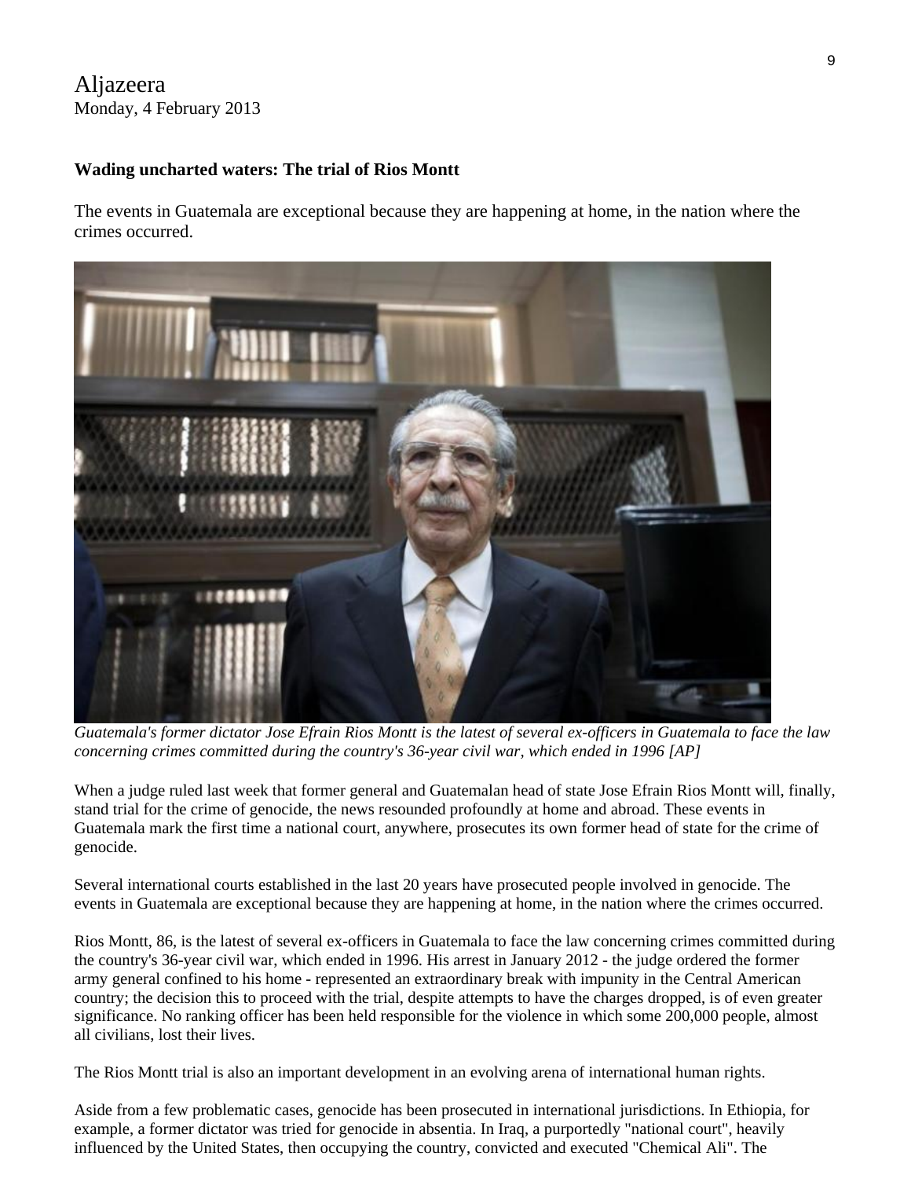Aljazeera
Monday, 4 February 2013

**Wading uncharted waters: The trial of Rios Montt**

The events in Guatemala are exceptional because they are happening at home, in the nation where the crimes occurred.

*Guatemala's former dictator Jose Efrain Rios Montt is the latest of several ex-officers in Guatemala to face the law concerning crimes committed during the country's 36-year civil war, which ended in 1996 [AP]*

When a judge ruled last week that former general and Guatemalan head of state Jose Efrain Rios Montt will, finally, stand trial for the crime of genocide, the news resounded profoundly at home and abroad. These events in Guatemala mark the first time a national court, anywhere, prosecutes its own former head of state for the crime of genocide.

Several international courts established in the last 20 years have prosecuted people involved in genocide. The events in Guatemala are exceptional because they are happening at home, in the nation where the crimes occurred.

Rios Montt, 86, is the latest of several ex-officers in Guatemala to face the law concerning crimes committed during the country's 36-year civil war, which ended in 1996. His arrest in January 2012 - the judge ordered the former army general confined to his home - represented an extraordinary break with impunity in the Central American country; the decision this to proceed with the trial, despite attempts to have the charges dropped, is of even greater significance. No ranking officer has been held responsible for the violence in which some 200,000 people, almost all civilians, lost their lives.

The Rios Montt trial is also an important development in an evolving arena of international human rights.

Aside from a few problematic cases, genocide has been prosecuted in international jurisdictions. In Ethiopia, for example, a former dictator was tried for genocide in absentia. In Iraq, a purportedly "national court", heavily influenced by the United States, then occupying the country, convicted and executed "Chemical Ali". The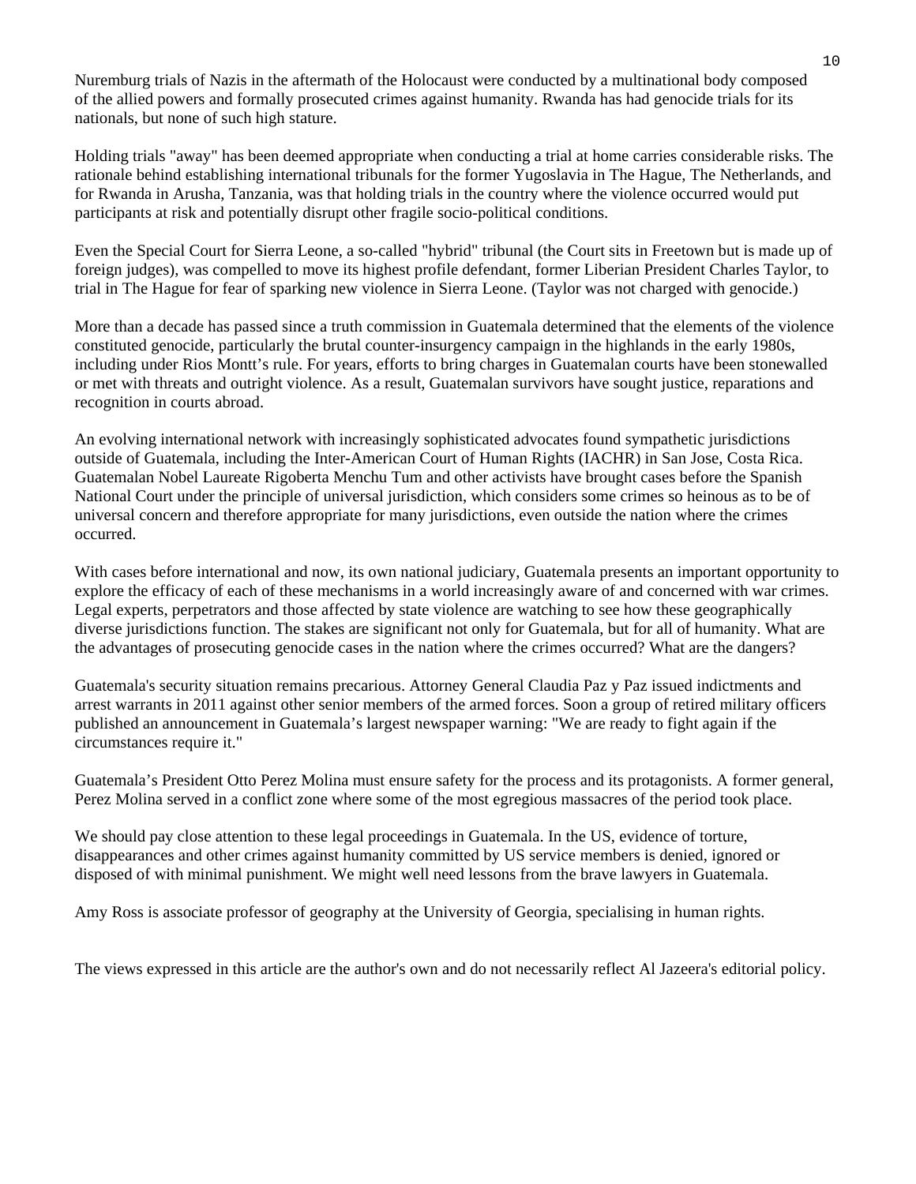Nuremburg trials of Nazis in the aftermath of the Holocaust were conducted by a multinational body composed of the allied powers and formally prosecuted crimes against humanity. Rwanda has had genocide trials for its nationals, but none of such high stature.

Holding trials "away" has been deemed appropriate when conducting a trial at home carries considerable risks. The rationale behind establishing international tribunals for the former Yugoslavia in The Hague, The Netherlands, and for Rwanda in Arusha, Tanzania, was that holding trials in the country where the violence occurred would put participants at risk and potentially disrupt other fragile socio-political conditions.

Even the Special Court for Sierra Leone, a so-called "hybrid" tribunal (the Court sits in Freetown but is made up of foreign judges), was compelled to move its highest profile defendant, former Liberian President Charles Taylor, to trial in The Hague for fear of sparking new violence in Sierra Leone. (Taylor was not charged with genocide.)

More than a decade has passed since a truth commission in Guatemala determined that the elements of the violence constituted genocide, particularly the brutal counter-insurgency campaign in the highlands in the early 1980s, including under Rios Montt's rule. For years, efforts to bring charges in Guatemalan courts have been stonewalled or met with threats and outright violence. As a result, Guatemalan survivors have sought justice, reparations and recognition in courts abroad.

An evolving international network with increasingly sophisticated advocates found sympathetic jurisdictions outside of Guatemala, including the Inter-American Court of Human Rights (IACHR) in San Jose, Costa Rica. Guatemalan Nobel Laureate Rigoberta Menchu Tum and other activists have brought cases before the Spanish National Court under the principle of universal jurisdiction, which considers some crimes so heinous as to be of universal concern and therefore appropriate for many jurisdictions, even outside the nation where the crimes occurred.

With cases before international and now, its own national judiciary, Guatemala presents an important opportunity to explore the efficacy of each of these mechanisms in a world increasingly aware of and concerned with war crimes. Legal experts, perpetrators and those affected by state violence are watching to see how these geographically diverse jurisdictions function. The stakes are significant not only for Guatemala, but for all of humanity. What are the advantages of prosecuting genocide cases in the nation where the crimes occurred? What are the dangers?

Guatemala's security situation remains precarious. Attorney General Claudia Paz y Paz issued indictments and arrest warrants in 2011 against other senior members of the armed forces. Soon a group of retired military officers published an announcement in Guatemala's largest newspaper warning: "We are ready to fight again if the circumstances require it."

Guatemala's President Otto Perez Molina must ensure safety for the process and its protagonists. A former general, Perez Molina served in a conflict zone where some of the most egregious massacres of the period took place.

We should pay close attention to these legal proceedings in Guatemala. In the US, evidence of torture, disappearances and other crimes against humanity committed by US service members is denied, ignored or disposed of with minimal punishment. We might well need lessons from the brave lawyers in Guatemala.

Amy Ross is associate professor of geography at the University of Georgia, specialising in human rights.

The views expressed in this article are the author's own and do not necessarily reflect Al Jazeera's editorial policy.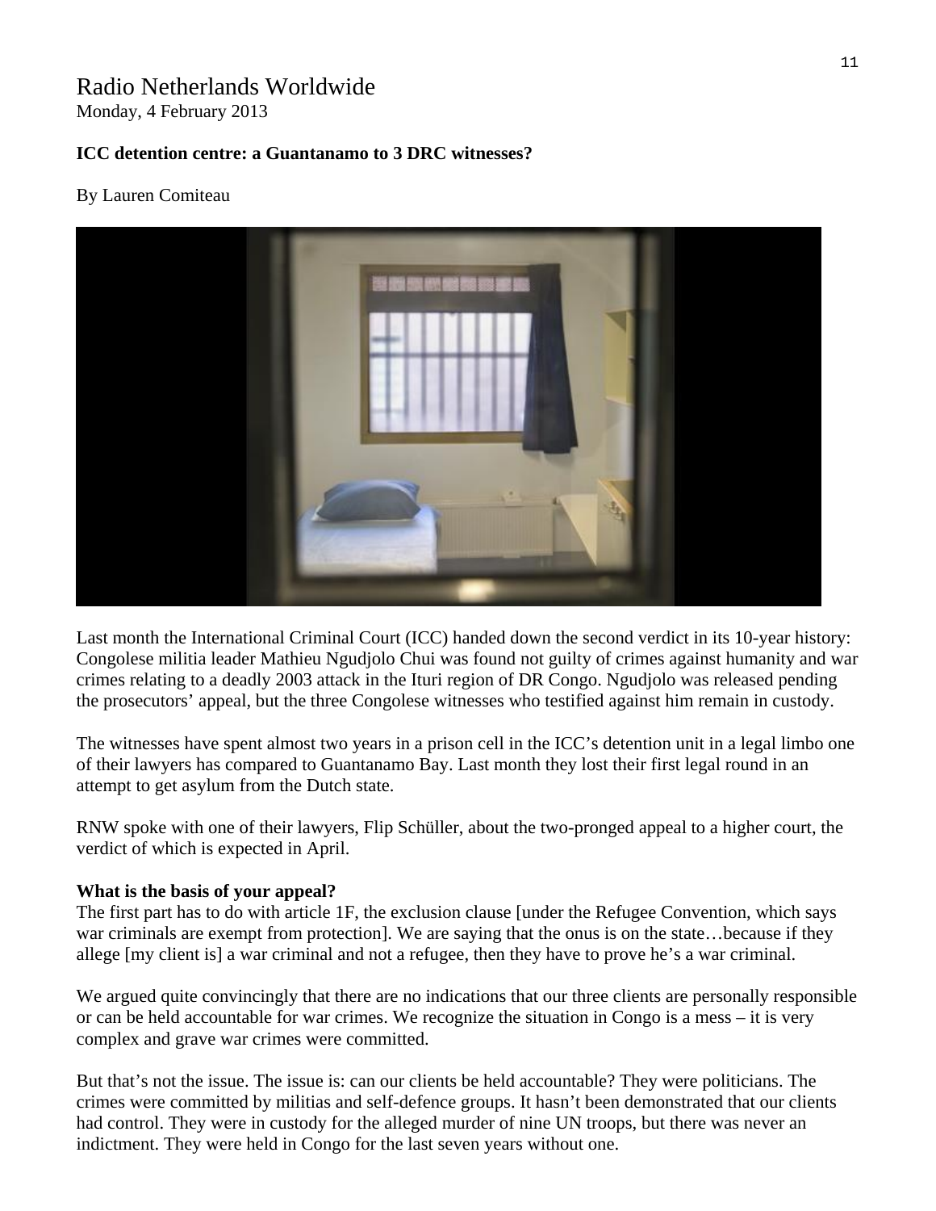# Radio Netherlands Worldwide

Monday, 4 February 2013

**ICC detention centre: a Guantanamo to 3 DRC witnesses?**

By Lauren Comiteau

Last month the International Criminal Court (ICC) handed down the second verdict in its 10-year history: Congolese militia leader Mathieu Ngudjolo Chui was found not guilty of crimes against humanity and war crimes relating to a deadly 2003 attack in the Ituri region of DR Congo. Ngudjolo was released pending the prosecutors' appeal, but the three Congolese witnesses who testified against him remain in custody.

The witnesses have spent almost two years in a prison cell in the ICC's detention unit in a legal limbo one of their lawyers has compared to Guantanamo Bay. Last month they lost their first legal round in an attempt to get asylum from the Dutch state.

RNW spoke with one of their lawyers, Flip Schüller, about the two-pronged appeal to a higher court, the verdict of which is expected in April.

**What is the basis of your appeal?**

The first part has to do with article 1F, the exclusion clause [under the Refugee Convention, which says war criminals are exempt from protection]. We are saying that the onus is on the state…because if they allege [my client is] a war criminal and not a refugee, then they have to prove he's a war criminal.

We argued quite convincingly that there are no indications that our three clients are personally responsible or can be held accountable for war crimes. We recognize the situation in Congo is a mess – it is very complex and grave war crimes were committed.

But that's not the issue. The issue is: can our clients be held accountable? They were politicians. The crimes were committed by militias and self-defence groups. It hasn't been demonstrated that our clients had control. They were in custody for the alleged murder of nine UN troops, but there was never an indictment. They were held in Congo for the last seven years without one.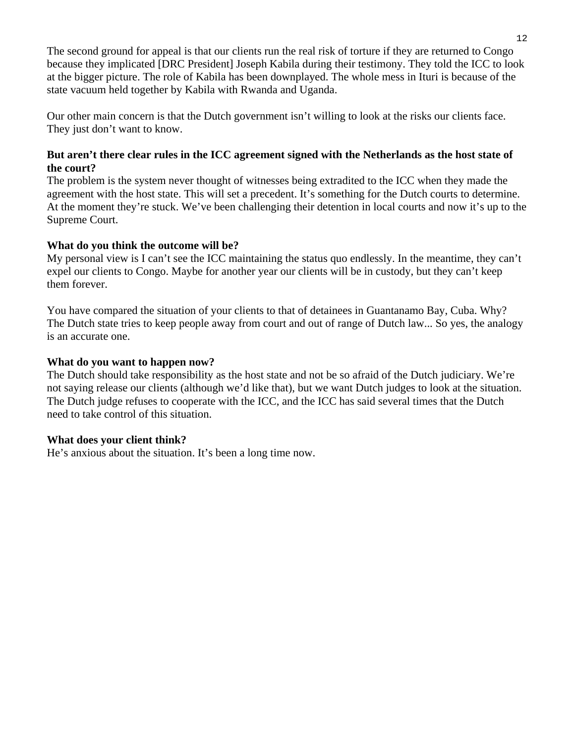The second ground for appeal is that our clients run the real risk of torture if they are returned to Congo because they implicated [DRC President] Joseph Kabila during their testimony. They told the ICC to look at the bigger picture. The role of Kabila has been downplayed. The whole mess in Ituri is because of the state vacuum held together by Kabila with Rwanda and Uganda.

Our other main concern is that the Dutch government isn't willing to look at the risks our clients face. They just don't want to know.

**But aren't there clear rules in the ICC agreement signed with the Netherlands as the host state of the court?**
The problem is the system never thought of witnesses being extradited to the ICC when they made the agreement with the host state. This will set a precedent. It's something for the Dutch courts to determine. At the moment they're stuck. We've been challenging their detention in local courts and now it's up to the Supreme Court.

**What do you think the outcome will be?**
My personal view is I can't see the ICC maintaining the status quo endlessly. In the meantime, they can't expel our clients to Congo. Maybe for another year our clients will be in custody, but they can't keep them forever.

You have compared the situation of your clients to that of detainees in Guantanamo Bay, Cuba. Why?
The Dutch state tries to keep people away from court and out of range of Dutch law... So yes, the analogy is an accurate one.

**What do you want to happen now?**
The Dutch should take responsibility as the host state and not be so afraid of the Dutch judiciary. We're not saying release our clients (although we'd like that), but we want Dutch judges to look at the situation. The Dutch judge refuses to cooperate with the ICC, and the ICC has said several times that the Dutch need to take control of this situation.

**What does your client think?**
He's anxious about the situation. It's been a long time now.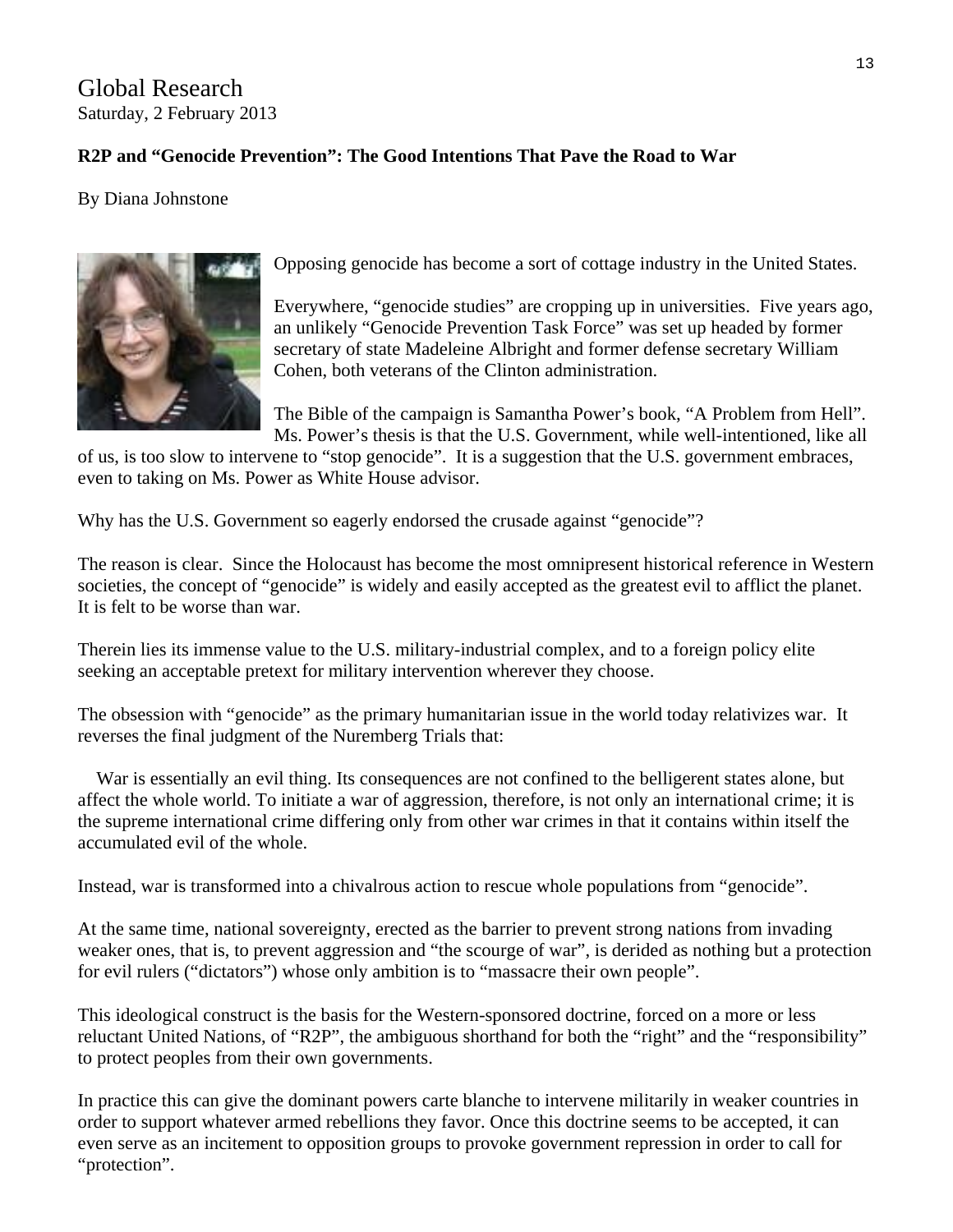Global Research
Saturday, 2 February 2013

**R2P and "Genocide Prevention": The Good Intentions That Pave the Road to War**

By Diana Johnstone

Opposing genocide has become a sort of cottage industry in the United States.

Everywhere, "genocide studies" are cropping up in universities. Five years ago, an unlikely "Genocide Prevention Task Force" was set up headed by former secretary of state Madeleine Albright and former defense secretary William Cohen, both veterans of the Clinton administration.

The Bible of the campaign is Samantha Power's book, "A Problem from Hell". Ms. Power's thesis is that the U.S. Government, while well-intentioned, like all of us, is too slow to intervene to "stop genocide". It is a suggestion that the U.S. government embraces, even to taking on Ms. Power as White House advisor.

Why has the U.S. Government so eagerly endorsed the crusade against "genocide"?

The reason is clear. Since the Holocaust has become the most omnipresent historical reference in Western societies, the concept of "genocide" is widely and easily accepted as the greatest evil to afflict the planet. It is felt to be worse than war.

Therein lies its immense value to the U.S. military-industrial complex, and to a foreign policy elite seeking an acceptable pretext for military intervention wherever they choose.

The obsession with "genocide" as the primary humanitarian issue in the world today relativizes war. It reverses the final judgment of the Nuremberg Trials that:

> War is essentially an evil thing. Its consequences are not confined to the belligerent states alone, but affect the whole world. To initiate a war of aggression, therefore, is not only an international crime; it is the supreme international crime differing only from other war crimes in that it contains within itself the accumulated evil of the whole.

Instead, war is transformed into a chivalrous action to rescue whole populations from "genocide".

At the same time, national sovereignty, erected as the barrier to prevent strong nations from invading weaker ones, that is, to prevent aggression and "the scourge of war", is derided as nothing but a protection for evil rulers ("dictators") whose only ambition is to "massacre their own people".

This ideological construct is the basis for the Western-sponsored doctrine, forced on a more or less reluctant United Nations, of "R2P", the ambiguous shorthand for both the "right" and the "responsibility" to protect peoples from their own governments.

In practice this can give the dominant powers carte blanche to intervene militarily in weaker countries in order to support whatever armed rebellions they favor. Once this doctrine seems to be accepted, it can even serve as an incitement to opposition groups to provoke government repression in order to call for "protection".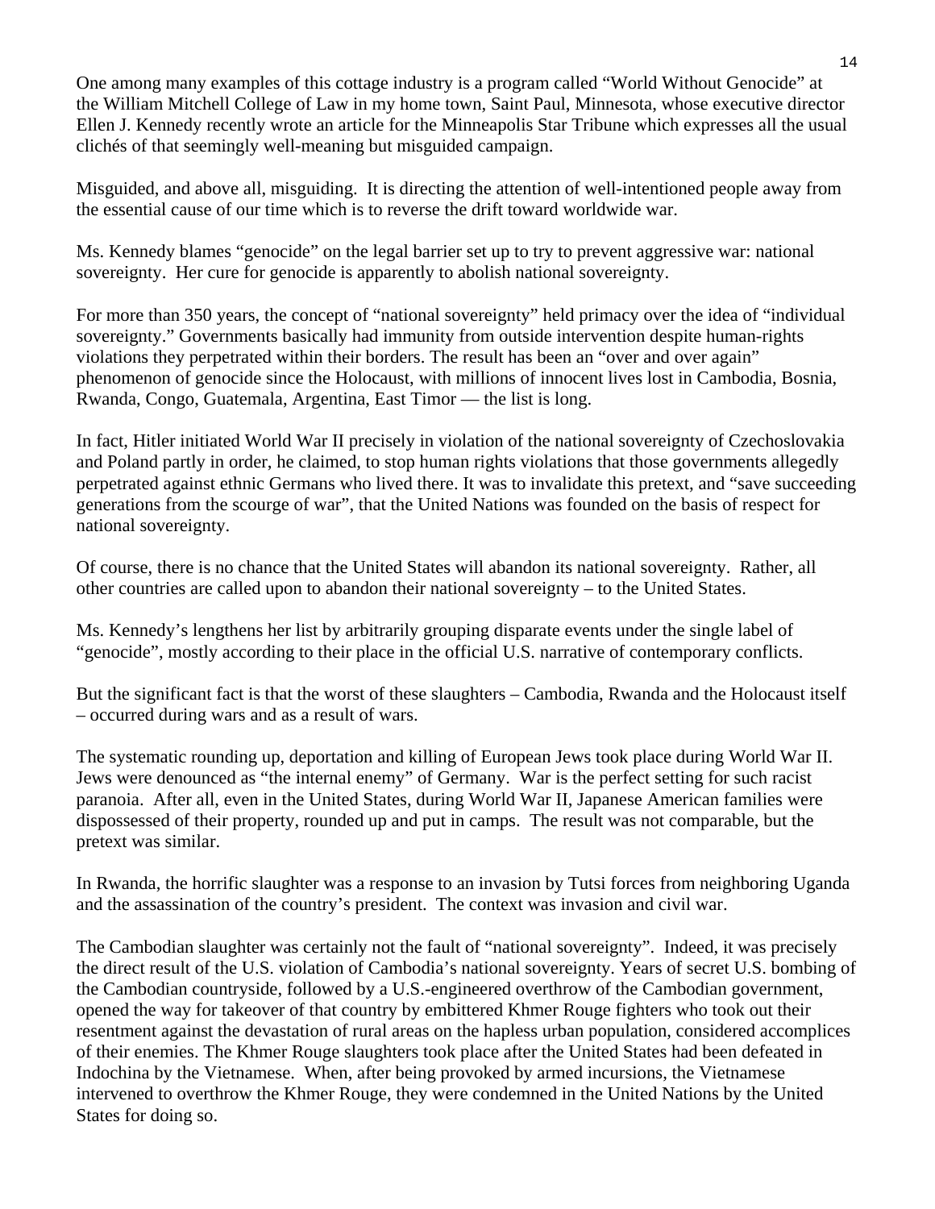One among many examples of this cottage industry is a program called "World Without Genocide" at the William Mitchell College of Law in my home town, Saint Paul, Minnesota, whose executive director Ellen J. Kennedy recently wrote an article for the Minneapolis Star Tribune which expresses all the usual clichés of that seemingly well-meaning but misguided campaign.

Misguided, and above all, misguiding. It is directing the attention of well-intentioned people away from the essential cause of our time which is to reverse the drift toward worldwide war.

Ms. Kennedy blames "genocide" on the legal barrier set up to try to prevent aggressive war: national sovereignty. Her cure for genocide is apparently to abolish national sovereignty.

For more than 350 years, the concept of "national sovereignty" held primacy over the idea of "individual sovereignty." Governments basically had immunity from outside intervention despite human-rights violations they perpetrated within their borders. The result has been an "over and over again" phenomenon of genocide since the Holocaust, with millions of innocent lives lost in Cambodia, Bosnia, Rwanda, Congo, Guatemala, Argentina, East Timor — the list is long.

In fact, Hitler initiated World War II precisely in violation of the national sovereignty of Czechoslovakia and Poland partly in order, he claimed, to stop human rights violations that those governments allegedly perpetrated against ethnic Germans who lived there. It was to invalidate this pretext, and "save succeeding generations from the scourge of war", that the United Nations was founded on the basis of respect for national sovereignty.

Of course, there is no chance that the United States will abandon its national sovereignty. Rather, all other countries are called upon to abandon their national sovereignty – to the United States.

Ms. Kennedy's lengthens her list by arbitrarily grouping disparate events under the single label of "genocide", mostly according to their place in the official U.S. narrative of contemporary conflicts.

But the significant fact is that the worst of these slaughters – Cambodia, Rwanda and the Holocaust itself – occurred during wars and as a result of wars.

The systematic rounding up, deportation and killing of European Jews took place during World War II. Jews were denounced as "the internal enemy" of Germany. War is the perfect setting for such racist paranoia. After all, even in the United States, during World War II, Japanese American families were dispossessed of their property, rounded up and put in camps. The result was not comparable, but the pretext was similar.

In Rwanda, the horrific slaughter was a response to an invasion by Tutsi forces from neighboring Uganda and the assassination of the country's president. The context was invasion and civil war.

The Cambodian slaughter was certainly not the fault of "national sovereignty". Indeed, it was precisely the direct result of the U.S. violation of Cambodia's national sovereignty. Years of secret U.S. bombing of the Cambodian countryside, followed by a U.S.-engineered overthrow of the Cambodian government, opened the way for takeover of that country by embittered Khmer Rouge fighters who took out their resentment against the devastation of rural areas on the hapless urban population, considered accomplices of their enemies. The Khmer Rouge slaughters took place after the United States had been defeated in Indochina by the Vietnamese. When, after being provoked by armed incursions, the Vietnamese intervened to overthrow the Khmer Rouge, they were condemned in the United Nations by the United States for doing so.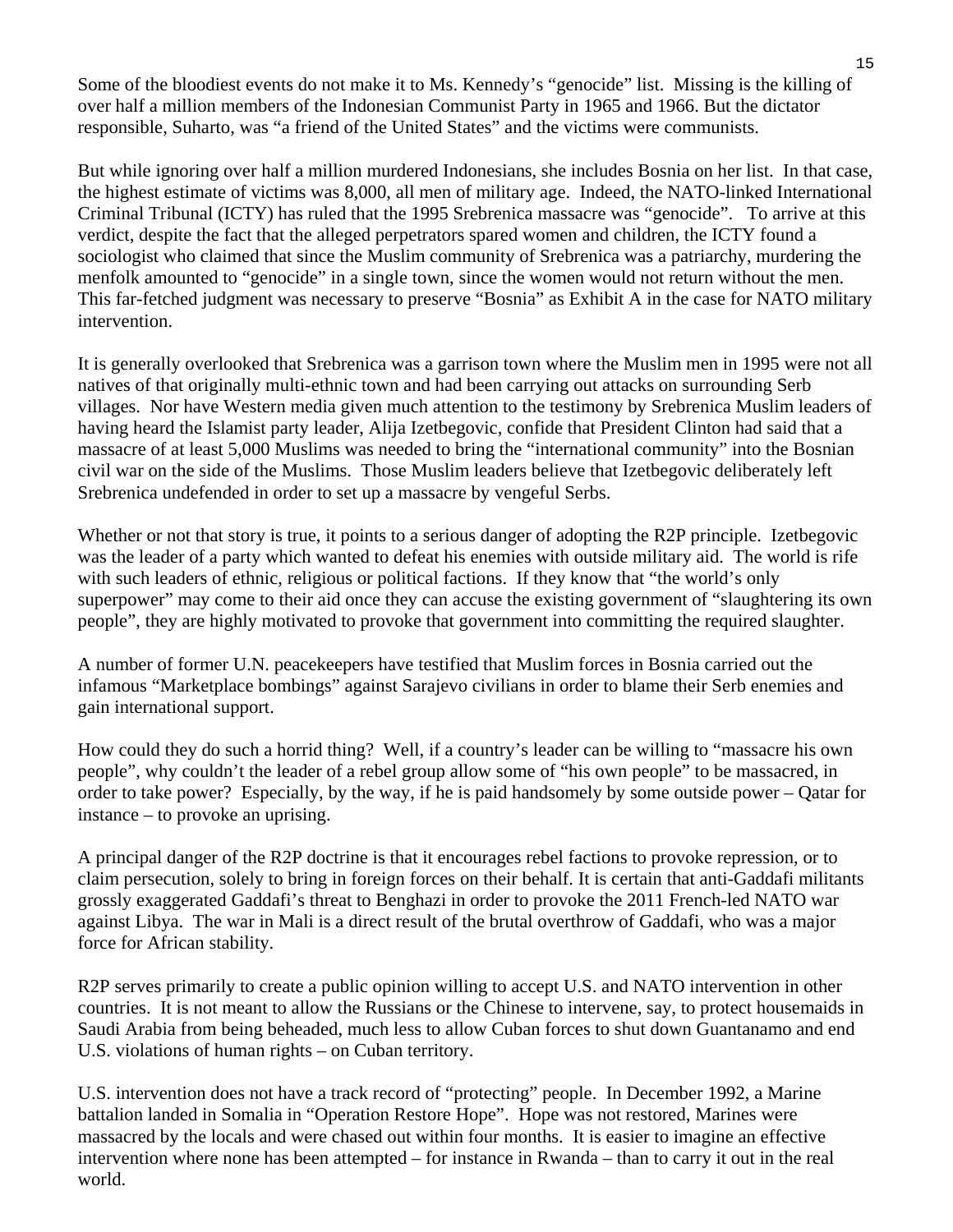Some of the bloodiest events do not make it to Ms. Kennedy's "genocide" list. Missing is the killing of over half a million members of the Indonesian Communist Party in 1965 and 1966. But the dictator responsible, Suharto, was "a friend of the United States" and the victims were communists.

But while ignoring over half a million murdered Indonesians, she includes Bosnia on her list. In that case, the highest estimate of victims was 8,000, all men of military age. Indeed, the NATO-linked International Criminal Tribunal (ICTY) has ruled that the 1995 Srebrenica massacre was "genocide". To arrive at this verdict, despite the fact that the alleged perpetrators spared women and children, the ICTY found a sociologist who claimed that since the Muslim community of Srebrenica was a patriarchy, murdering the menfolk amounted to "genocide" in a single town, since the women would not return without the men. This far-fetched judgment was necessary to preserve "Bosnia" as Exhibit A in the case for NATO military intervention.

It is generally overlooked that Srebrenica was a garrison town where the Muslim men in 1995 were not all natives of that originally multi-ethnic town and had been carrying out attacks on surrounding Serb villages. Nor have Western media given much attention to the testimony by Srebrenica Muslim leaders of having heard the Islamist party leader, Alija Izetbegovic, confide that President Clinton had said that a massacre of at least 5,000 Muslims was needed to bring the "international community" into the Bosnian civil war on the side of the Muslims. Those Muslim leaders believe that Izetbegovic deliberately left Srebrenica undefended in order to set up a massacre by vengeful Serbs.

Whether or not that story is true, it points to a serious danger of adopting the R2P principle. Izetbegovic was the leader of a party which wanted to defeat his enemies with outside military aid. The world is rife with such leaders of ethnic, religious or political factions. If they know that "the world's only superpower" may come to their aid once they can accuse the existing government of "slaughtering its own people", they are highly motivated to provoke that government into committing the required slaughter.

A number of former U.N. peacekeepers have testified that Muslim forces in Bosnia carried out the infamous "Marketplace bombings" against Sarajevo civilians in order to blame their Serb enemies and gain international support.

How could they do such a horrid thing? Well, if a country's leader can be willing to "massacre his own people", why couldn't the leader of a rebel group allow some of "his own people" to be massacred, in order to take power? Especially, by the way, if he is paid handsomely by some outside power – Qatar for instance – to provoke an uprising.

A principal danger of the R2P doctrine is that it encourages rebel factions to provoke repression, or to claim persecution, solely to bring in foreign forces on their behalf. It is certain that anti-Gaddafi militants grossly exaggerated Gaddafi's threat to Benghazi in order to provoke the 2011 French-led NATO war against Libya. The war in Mali is a direct result of the brutal overthrow of Gaddafi, who was a major force for African stability.

R2P serves primarily to create a public opinion willing to accept U.S. and NATO intervention in other countries. It is not meant to allow the Russians or the Chinese to intervene, say, to protect housemaids in Saudi Arabia from being beheaded, much less to allow Cuban forces to shut down Guantanamo and end U.S. violations of human rights – on Cuban territory.

U.S. intervention does not have a track record of "protecting" people. In December 1992, a Marine battalion landed in Somalia in "Operation Restore Hope". Hope was not restored, Marines were massacred by the locals and were chased out within four months. It is easier to imagine an effective intervention where none has been attempted – for instance in Rwanda – than to carry it out in the real world.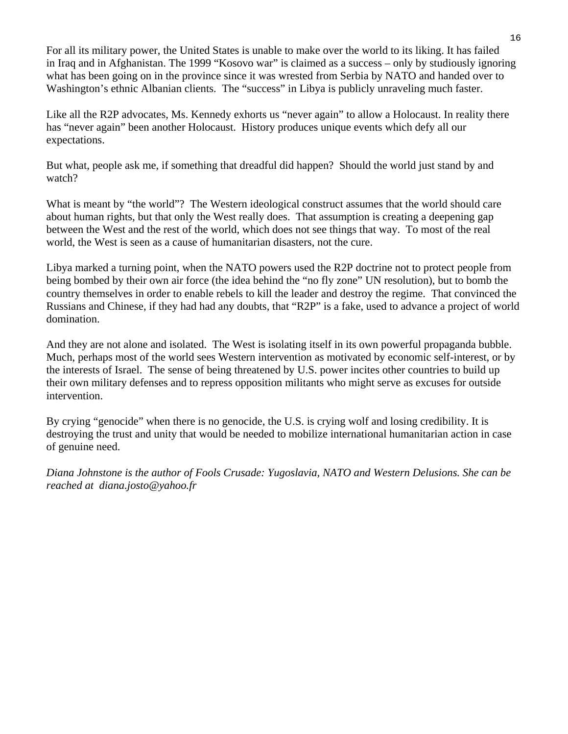For all its military power, the United States is unable to make over the world to its liking. It has failed in Iraq and in Afghanistan. The 1999 "Kosovo war" is claimed as a success – only by studiously ignoring what has been going on in the province since it was wrested from Serbia by NATO and handed over to Washington's ethnic Albanian clients. The "success" in Libya is publicly unraveling much faster.

Like all the R2P advocates, Ms. Kennedy exhorts us "never again" to allow a Holocaust. In reality there has "never again" been another Holocaust. History produces unique events which defy all our expectations.

But what, people ask me, if something that dreadful did happen? Should the world just stand by and watch?

What is meant by "the world"? The Western ideological construct assumes that the world should care about human rights, but that only the West really does. That assumption is creating a deepening gap between the West and the rest of the world, which does not see things that way. To most of the real world, the West is seen as a cause of humanitarian disasters, not the cure.

Libya marked a turning point, when the NATO powers used the R2P doctrine not to protect people from being bombed by their own air force (the idea behind the "no fly zone" UN resolution), but to bomb the country themselves in order to enable rebels to kill the leader and destroy the regime. That convinced the Russians and Chinese, if they had had any doubts, that "R2P" is a fake, used to advance a project of world domination.

And they are not alone and isolated. The West is isolating itself in its own powerful propaganda bubble. Much, perhaps most of the world sees Western intervention as motivated by economic self-interest, or by the interests of Israel. The sense of being threatened by U.S. power incites other countries to build up their own military defenses and to repress opposition militants who might serve as excuses for outside intervention.

By crying "genocide" when there is no genocide, the U.S. is crying wolf and losing credibility. It is destroying the trust and unity that would be needed to mobilize international humanitarian action in case of genuine need.

*Diana Johnstone is the author of Fools Crusade: Yugoslavia, NATO and Western Delusions. She can be reached at diana.josto@yahoo.fr*